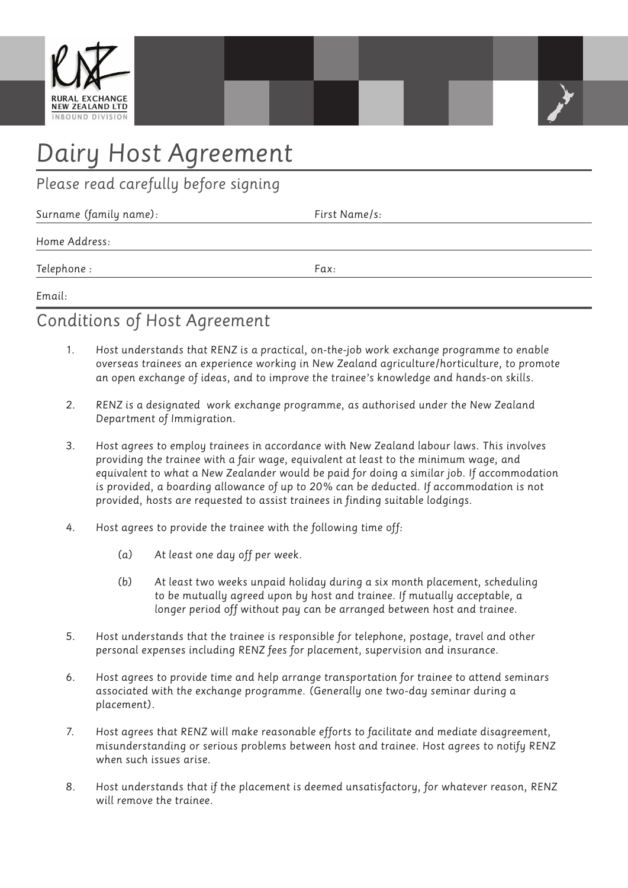RURAL EXCHANGE NEW ZEALAND LTD
INBOUND DIVISION

# Dairy Host Agreement

## Please read carefully before signing

Surname (family name): First Name/s:

Home Address:

Telephone : Fax:

Email:

## Conditions of Host Agreement

1. Host understands that RENZ is a practical, on-the-job work exchange programme to enable overseas trainees an experience working in New Zealand agriculture/horticulture, to promote an open exchange of ideas, and to improve the trainee's knowledge and hands-on skills.

2. RENZ is a designated work exchange programme, as authorised under the New Zealand Department of Immigration.

3. Host agrees to employ trainees in accordance with New Zealand labour laws. This involves providing the trainee with a fair wage, equivalent at least to the minimum wage, and equivalent to what a New Zealander would be paid for doing a similar job. If accommodation is provided, a boarding allowance of up to 20% can be deducted. If accommodation is not provided, hosts are requested to assist trainees in finding suitable lodgings.

4. Host agrees to provide the trainee with the following time off:

   (a) At least one day off per week.

   (b) At least two weeks unpaid holiday during a six month placement, scheduling to be mutually agreed upon by host and trainee. If mutually acceptable, a longer period off without pay can be arranged between host and trainee.

5. Host understands that the trainee is responsible for telephone, postage, travel and other personal expenses including RENZ fees for placement, supervision and insurance.

6. Host agrees to provide time and help arrange transportation for trainee to attend seminars associated with the exchange programme. (Generally one two-day seminar during a placement).

7. Host agrees that RENZ will make reasonable efforts to facilitate and mediate disagreement, misunderstanding or serious problems between host and trainee. Host agrees to notify RENZ when such issues arise.

8. Host understands that if the placement is deemed unsatisfactory, for whatever reason, RENZ will remove the trainee.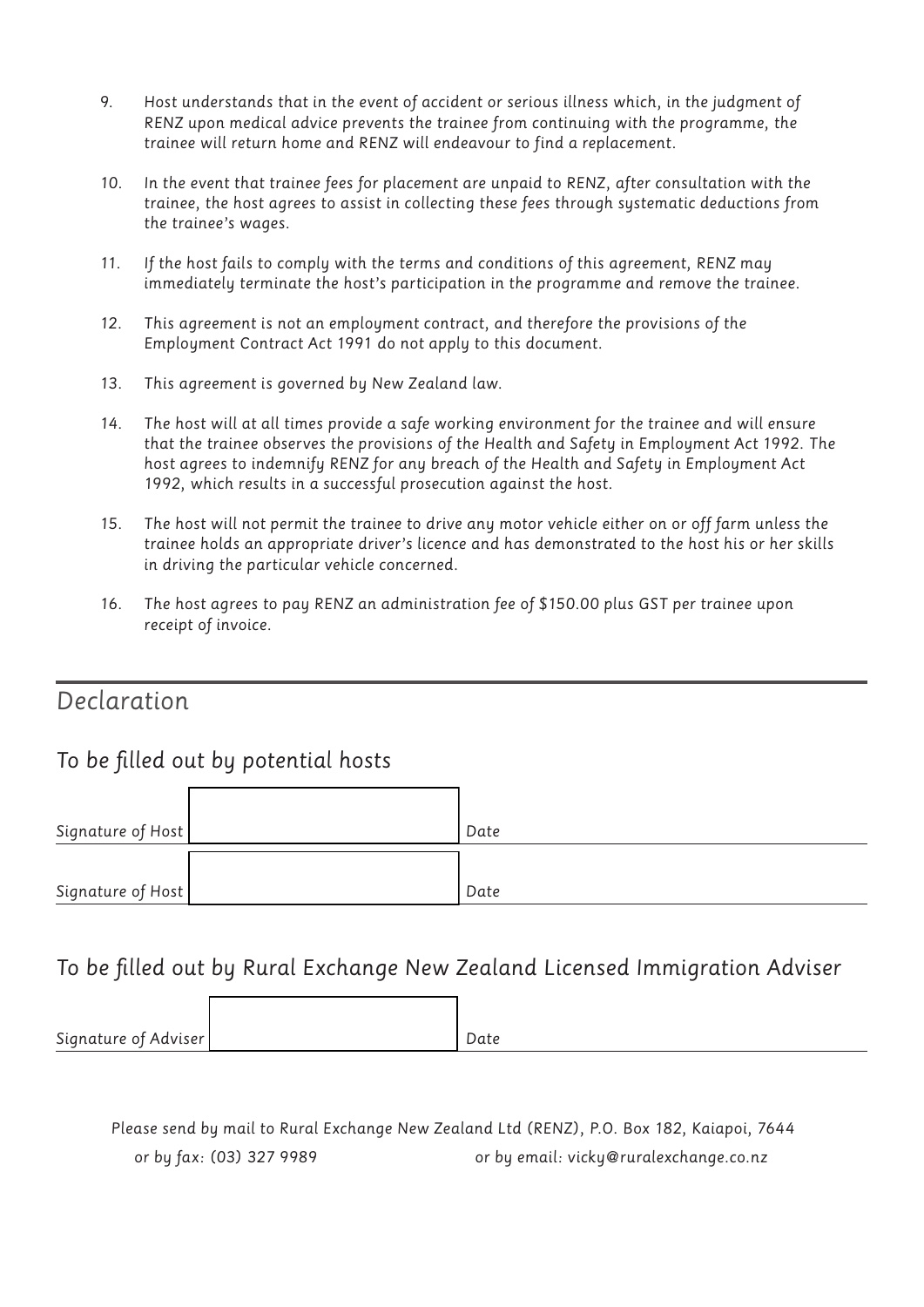9. *Host understands that in the event of accident or serious illness which, in the judgment of RENZ upon medical advice prevents the trainee from continuing with the programme, the trainee will return home and RENZ will endeavour to find a replacement.*

10. *In the event that trainee fees for placement are unpaid to RENZ, after consultation with the trainee, the host agrees to assist in collecting these fees through systematic deductions from the trainee's wages.*

11. *If the host fails to comply with the terms and conditions of this agreement, RENZ may immediately terminate the host's participation in the programme and remove the trainee.*

12. *This agreement is not an employment contract, and therefore the provisions of the Employment Contract Act 1991 do not apply to this document.*

13. *This agreement is governed by New Zealand law.*

14. *The host will at all times provide a safe working environment for the trainee and will ensure that the trainee observes the provisions of the Health and Safety in Employment Act 1992. The host agrees to indemnify RENZ for any breach of the Health and Safety in Employment Act 1992, which results in a successful prosecution against the host.*

15. *The host will not permit the trainee to drive any motor vehicle either on or off farm unless the trainee holds an appropriate driver's licence and has demonstrated to the host his or her skills in driving the particular vehicle concerned.*

16. *The host agrees to pay RENZ an administration fee of $150.00 plus GST per trainee upon receipt of invoice.*

## Declaration

### To be filled out by potential hosts

Signature of Host ____________________ Date ____________________

Signature of Host ____________________ Date ____________________

### To be filled out by Rural Exchange New Zealand Licensed Immigration Adviser

Signature of Adviser ____________________ Date ____________________

Please send by mail to Rural Exchange New Zealand Ltd (RENZ), P.O. Box 182, Kaiapoi, 7644

or by fax: (03) 327 9989 or by email: vicky@ruralexchange.co.nz